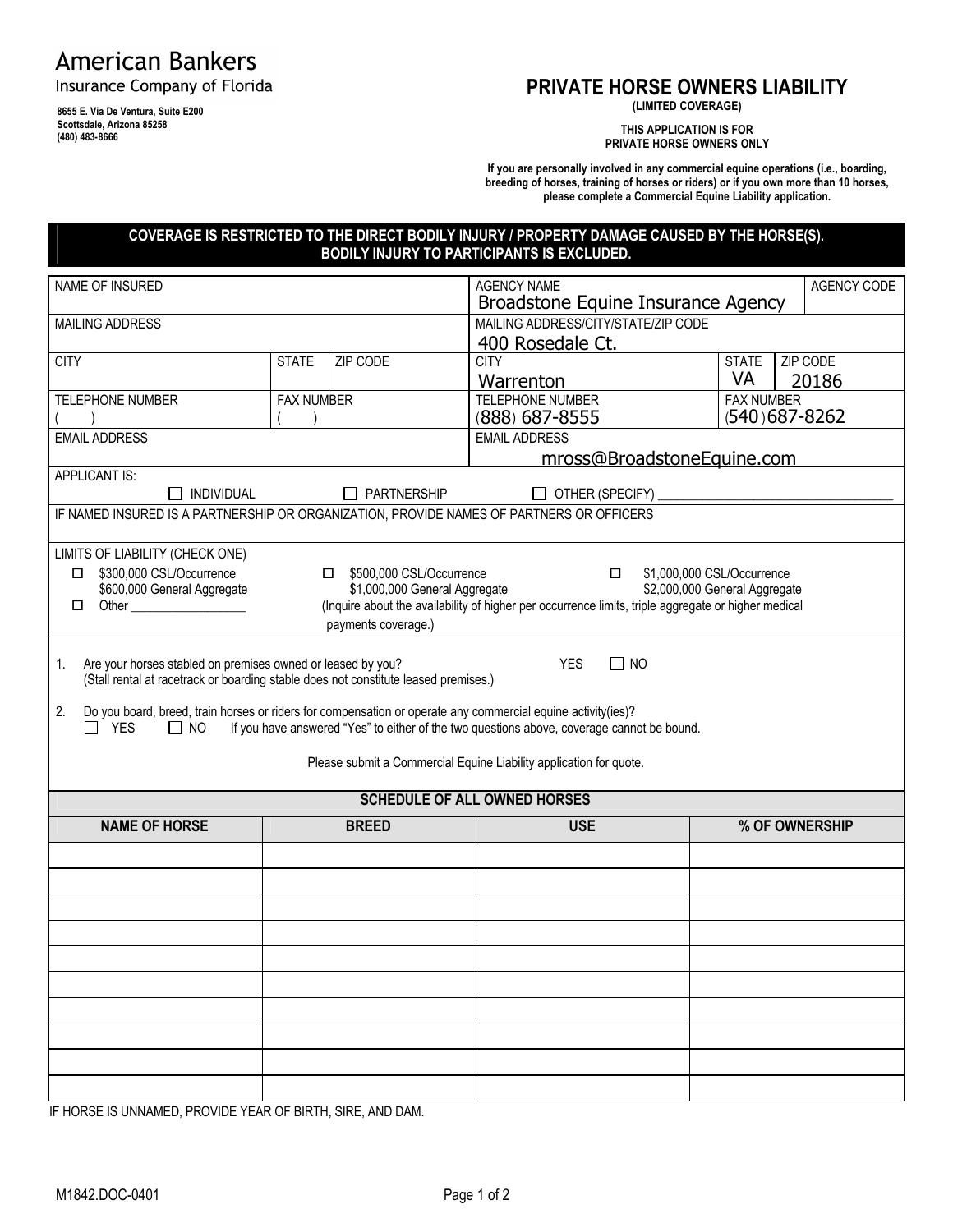American Bankers
Insurance Company of Florida

8655 E. Via De Ventura, Suite E200
Scottsdale, Arizona 85258
(480) 483-8666

# PRIVATE HORSE OWNERS LIABILITY

**(LIMITED COVERAGE)**

**THIS APPLICATION IS FOR PRIVATE HORSE OWNERS ONLY**

**If you are personally involved in any commercial equine operations (i.e., boarding, breeding of horses, training of horses or riders) or if you own more than 10 horses, please complete a Commercial Equine Liability application.**

**COVERAGE IS RESTRICTED TO THE DIRECT BODILY INJURY / PROPERTY DAMAGE CAUSED BY THE HORSE(S). BODILY INJURY TO PARTICIPANTS IS EXCLUDED.**

| NAME OF INSURED | | | AGENCY NAME: Broadstone Equine Insurance Agency | | AGENCY CODE |
|---|---|---|---|---|---|
| MAILING ADDRESS | | | MAILING ADDRESS/CITY/STATE/ZIP CODE: 400 Rosedale Ct. | | |
| CITY | STATE | ZIP CODE | CITY: Warrenton | STATE: VA | ZIP CODE: 20186 |
| TELEPHONE NUMBER: ( ) | FAX NUMBER: ( ) | | TELEPHONE NUMBER: (888) 687-8555 | FAX NUMBER: (540) 687-8262 | |
| EMAIL ADDRESS | | | EMAIL ADDRESS: mross@BroadstoneEquine.com | | |

APPLICANT IS: ☐ INDIVIDUAL ☐ PARTNERSHIP ☐ OTHER (SPECIFY) ____________________

IF NAMED INSURED IS A PARTNERSHIP OR ORGANIZATION, PROVIDE NAMES OF PARTNERS OR OFFICERS

LIMITS OF LIABILITY (CHECK ONE)

- ☐ $300,000 CSL/Occurrence, $600,000 General Aggregate
- ☐ $500,000 CSL/Occurrence, $1,000,000 General Aggregate
- ☐ $1,000,000 CSL/Occurrence, $2,000,000 General Aggregate
- ☐ Other ____________________

(Inquire about the availability of higher per occurrence limits, triple aggregate or higher medical payments coverage.)

1. Are your horses stabled on premises owned or leased by you? YES ☐ NO
   (Stall rental at racetrack or boarding stable does not constitute leased premises.)

2. Do you board, breed, train horses or riders for compensation or operate any commercial equine activity(ies)?
   ☐ YES ☐ NO If you have answered "Yes" to either of the two questions above, coverage cannot be bound.

Please submit a Commercial Equine Liability application for quote.

## SCHEDULE OF ALL OWNED HORSES

| NAME OF HORSE | BREED | USE | % OF OWNERSHIP |
|---|---|---|---|
| | | | |
| | | | |
| | | | |
| | | | |
| | | | |
| | | | |
| | | | |
| | | | |
| | | | |
| | | | |

IF HORSE IS UNNAMED, PROVIDE YEAR OF BIRTH, SIRE, AND DAM.

M1842.DOC-0401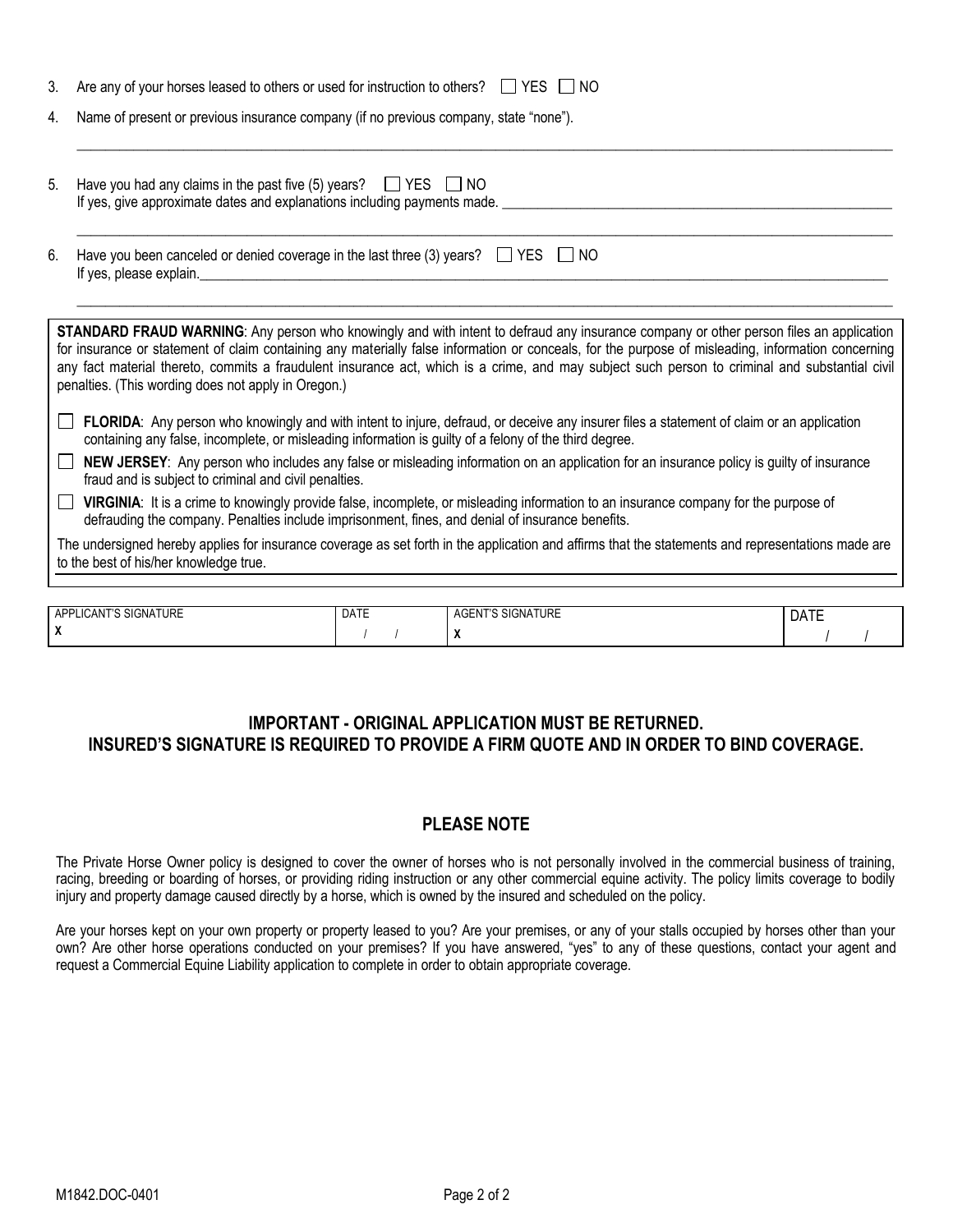3. Are any of your horses leased to others or used for instruction to others? ☐ YES ☐ NO

4. Name of present or previous insurance company (if no previous company, state "none").

\_\_\_\_\_\_\_\_\_\_\_\_\_\_\_\_\_\_\_\_\_\_\_\_\_\_\_\_\_\_\_\_\_\_\_\_\_\_\_\_\_\_\_\_\_\_\_\_\_\_\_\_\_\_\_\_\_\_\_\_

5. Have you had any claims in the past five (5) years? ☐ YES ☐ NO
   If yes, give approximate dates and explanations including payments made. \_\_\_\_\_\_\_\_\_\_\_\_\_\_\_\_\_\_\_\_\_\_\_\_\_\_\_\_\_\_

   \_\_\_\_\_\_\_\_\_\_\_\_\_\_\_\_\_\_\_\_\_\_\_\_\_\_\_\_\_\_\_\_\_\_\_\_\_\_\_\_\_\_\_\_\_\_\_\_\_\_\_\_\_\_\_\_\_\_\_\_

6. Have you been canceled or denied coverage in the last three (3) years? ☐ YES ☐ NO
   If yes, please explain.\_\_\_\_\_\_\_\_\_\_\_\_\_\_\_\_\_\_\_\_\_\_\_\_\_\_\_\_\_\_\_\_\_\_\_\_\_\_\_\_\_\_\_\_\_\_\_\_\_\_\_\_

   \_\_\_\_\_\_\_\_\_\_\_\_\_\_\_\_\_\_\_\_\_\_\_\_\_\_\_\_\_\_\_\_\_\_\_\_\_\_\_\_\_\_\_\_\_\_\_\_\_\_\_\_\_\_\_\_\_\_\_\_

**STANDARD FRAUD WARNING**: Any person who knowingly and with intent to defraud any insurance company or other person files an application for insurance or statement of claim containing any materially false information or conceals, for the purpose of misleading, information concerning any fact material thereto, commits a fraudulent insurance act, which is a crime, and may subject such person to criminal and substantial civil penalties. (This wording does not apply in Oregon.)

☐ **FLORIDA**: Any person who knowingly and with intent to injure, defraud, or deceive any insurer files a statement of claim or an application containing any false, incomplete, or misleading information is guilty of a felony of the third degree.

☐ **NEW JERSEY**: Any person who includes any false or misleading information on an application for an insurance policy is guilty of insurance fraud and is subject to criminal and civil penalties.

☐ **VIRGINIA**: It is a crime to knowingly provide false, incomplete, or misleading information to an insurance company for the purpose of defrauding the company. Penalties include imprisonment, fines, and denial of insurance benefits.

The undersigned hereby applies for insurance coverage as set forth in the application and affirms that the statements and representations made are to the best of his/her knowledge true.

| APPLICANT'S SIGNATURE | DATE | AGENT'S SIGNATURE | DATE |
| --- | --- | --- | --- |
| X | / / | X | / / |

## IMPORTANT - ORIGINAL APPLICATION MUST BE RETURNED.
## INSURED'S SIGNATURE IS REQUIRED TO PROVIDE A FIRM QUOTE AND IN ORDER TO BIND COVERAGE.

## PLEASE NOTE

The Private Horse Owner policy is designed to cover the owner of horses who is not personally involved in the commercial business of training, racing, breeding or boarding of horses, or providing riding instruction or any other commercial equine activity. The policy limits coverage to bodily injury and property damage caused directly by a horse, which is owned by the insured and scheduled on the policy.

Are your horses kept on your own property or property leased to you? Are your premises, or any of your stalls occupied by horses other than your own? Are other horse operations conducted on your premises? If you have answered, "yes" to any of these questions, contact your agent and request a Commercial Equine Liability application to complete in order to obtain appropriate coverage.

M1842.DOC-0401